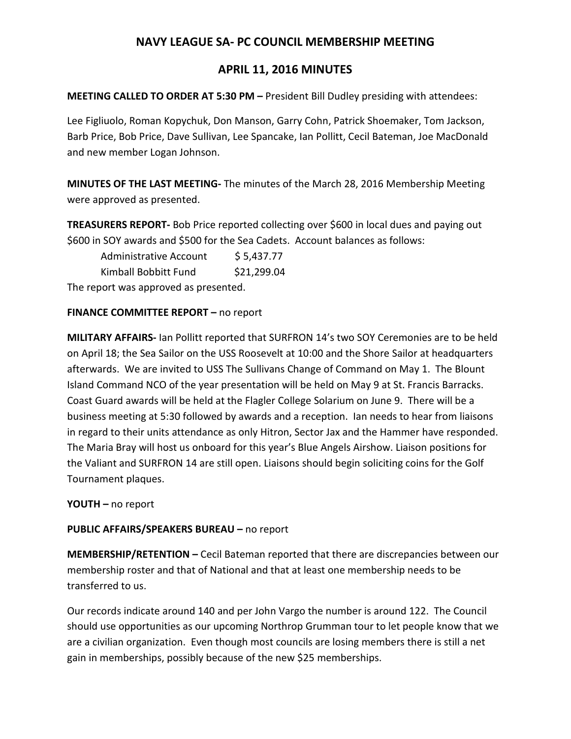# NAVY LEAGUE SA- PC COUNCIL MEMBERSHIP MEETING

## APRIL 11, 2016 MINUTES

**MEETING CALLED TO ORDER AT 5:30 PM –** President Bill Dudley presiding with attendees:

Lee Figliuolo, Roman Kopychuk, Don Manson, Garry Cohn, Patrick Shoemaker, Tom Jackson, Barb Price, Bob Price, Dave Sullivan, Lee Spancake, Ian Pollitt, Cecil Bateman, Joe MacDonald and new member Logan Johnson.

**MINUTES OF THE LAST MEETING-** The minutes of the March 28, 2016 Membership Meeting were approved as presented.

**TREASURERS REPORT-** Bob Price reported collecting over $600 in local dues and paying out $600 in SOY awards and $500 for the Sea Cadets. Account balances as follows:

| | |
|---|---|
| Administrative Account | $ 5,437.77 |
| Kimball Bobbitt Fund | $21,299.04 |

The report was approved as presented.

**FINANCE COMMITTEE REPORT –** no report

**MILITARY AFFAIRS-** Ian Pollitt reported that SURFRON 14's two SOY Ceremonies are to be held on April 18; the Sea Sailor on the USS Roosevelt at 10:00 and the Shore Sailor at headquarters afterwards. We are invited to USS The Sullivans Change of Command on May 1. The Blount Island Command NCO of the year presentation will be held on May 9 at St. Francis Barracks. Coast Guard awards will be held at the Flagler College Solarium on June 9. There will be a business meeting at 5:30 followed by awards and a reception. Ian needs to hear from liaisons in regard to their units attendance as only Hitron, Sector Jax and the Hammer have responded. The Maria Bray will host us onboard for this year's Blue Angels Airshow. Liaison positions for the Valiant and SURFRON 14 are still open. Liaisons should begin soliciting coins for the Golf Tournament plaques.

**YOUTH –** no report

**PUBLIC AFFAIRS/SPEAKERS BUREAU –** no report

**MEMBERSHIP/RETENTION –** Cecil Bateman reported that there are discrepancies between our membership roster and that of National and that at least one membership needs to be transferred to us.

Our records indicate around 140 and per John Vargo the number is around 122. The Council should use opportunities as our upcoming Northrop Grumman tour to let people know that we are a civilian organization. Even though most councils are losing members there is still a net gain in memberships, possibly because of the new $25 memberships.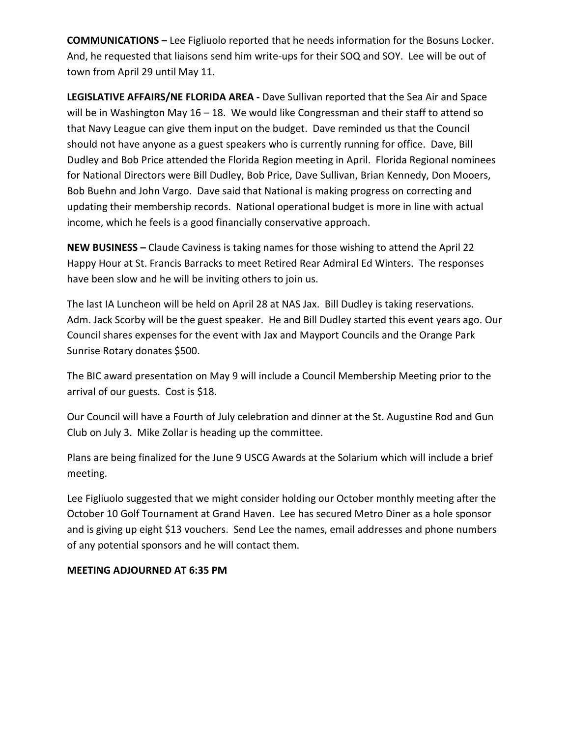**COMMUNICATIONS –** Lee Figliuolo reported that he needs information for the Bosuns Locker. And, he requested that liaisons send him write-ups for their SOQ and SOY. Lee will be out of town from April 29 until May 11.

**LEGISLATIVE AFFAIRS/NE FLORIDA AREA -** Dave Sullivan reported that the Sea Air and Space will be in Washington May 16 – 18. We would like Congressman and their staff to attend so that Navy League can give them input on the budget. Dave reminded us that the Council should not have anyone as a guest speakers who is currently running for office. Dave, Bill Dudley and Bob Price attended the Florida Region meeting in April. Florida Regional nominees for National Directors were Bill Dudley, Bob Price, Dave Sullivan, Brian Kennedy, Don Mooers, Bob Buehn and John Vargo. Dave said that National is making progress on correcting and updating their membership records. National operational budget is more in line with actual income, which he feels is a good financially conservative approach.

**NEW BUSINESS –** Claude Caviness is taking names for those wishing to attend the April 22 Happy Hour at St. Francis Barracks to meet Retired Rear Admiral Ed Winters. The responses have been slow and he will be inviting others to join us.

The last IA Luncheon will be held on April 28 at NAS Jax. Bill Dudley is taking reservations. Adm. Jack Scorby will be the guest speaker. He and Bill Dudley started this event years ago. Our Council shares expenses for the event with Jax and Mayport Councils and the Orange Park Sunrise Rotary donates $500.

The BIC award presentation on May 9 will include a Council Membership Meeting prior to the arrival of our guests. Cost is $18.

Our Council will have a Fourth of July celebration and dinner at the St. Augustine Rod and Gun Club on July 3. Mike Zollar is heading up the committee.

Plans are being finalized for the June 9 USCG Awards at the Solarium which will include a brief meeting.

Lee Figliuolo suggested that we might consider holding our October monthly meeting after the October 10 Golf Tournament at Grand Haven. Lee has secured Metro Diner as a hole sponsor and is giving up eight $13 vouchers. Send Lee the names, email addresses and phone numbers of any potential sponsors and he will contact them.

**MEETING ADJOURNED AT 6:35 PM**